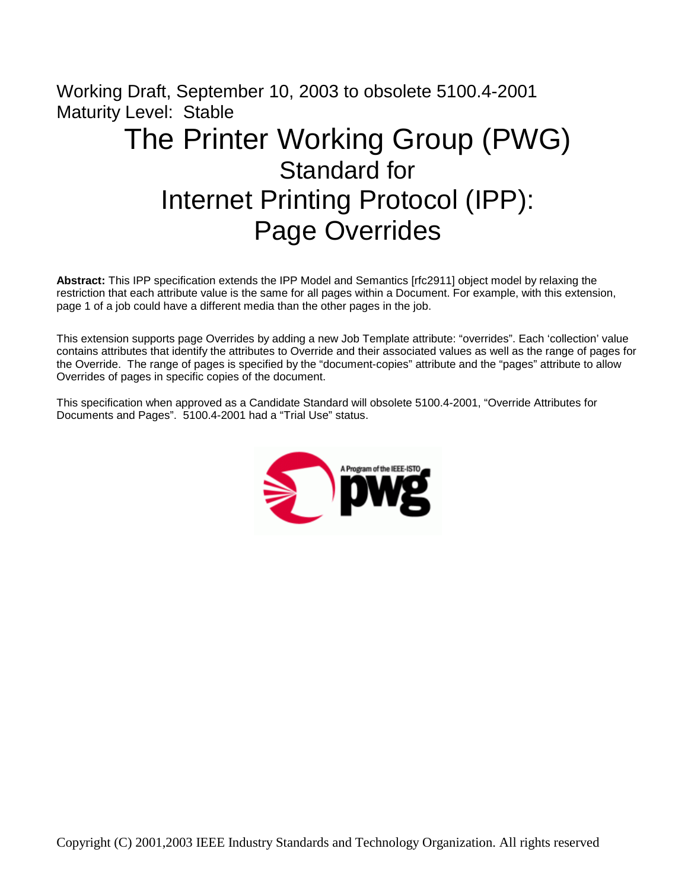Working Draft, September 10, 2003 to obsolete 5100.4-2001
Maturity Level: Stable

# The Printer Working Group (PWG)
## Standard for
## Internet Printing Protocol (IPP):
## Page Overrides

**Abstract:** This IPP specification extends the IPP Model and Semantics [rfc2911] object model by relaxing the restriction that each attribute value is the same for all pages within a Document. For example, with this extension, page 1 of a job could have a different media than the other pages in the job.

This extension supports page Overrides by adding a new Job Template attribute: “overrides”. Each ‘collection’ value contains attributes that identify the attributes to Override and their associated values as well as the range of pages for the Override. The range of pages is specified by the “document-copies” attribute and the “pages” attribute to allow Overrides of pages in specific copies of the document.

This specification when approved as a Candidate Standard will obsolete 5100.4-2001, “Override Attributes for Documents and Pages”. 5100.4-2001 had a “Trial Use” status.

Copyright (C) 2001,2003 IEEE Industry Standards and Technology Organization. All rights reserved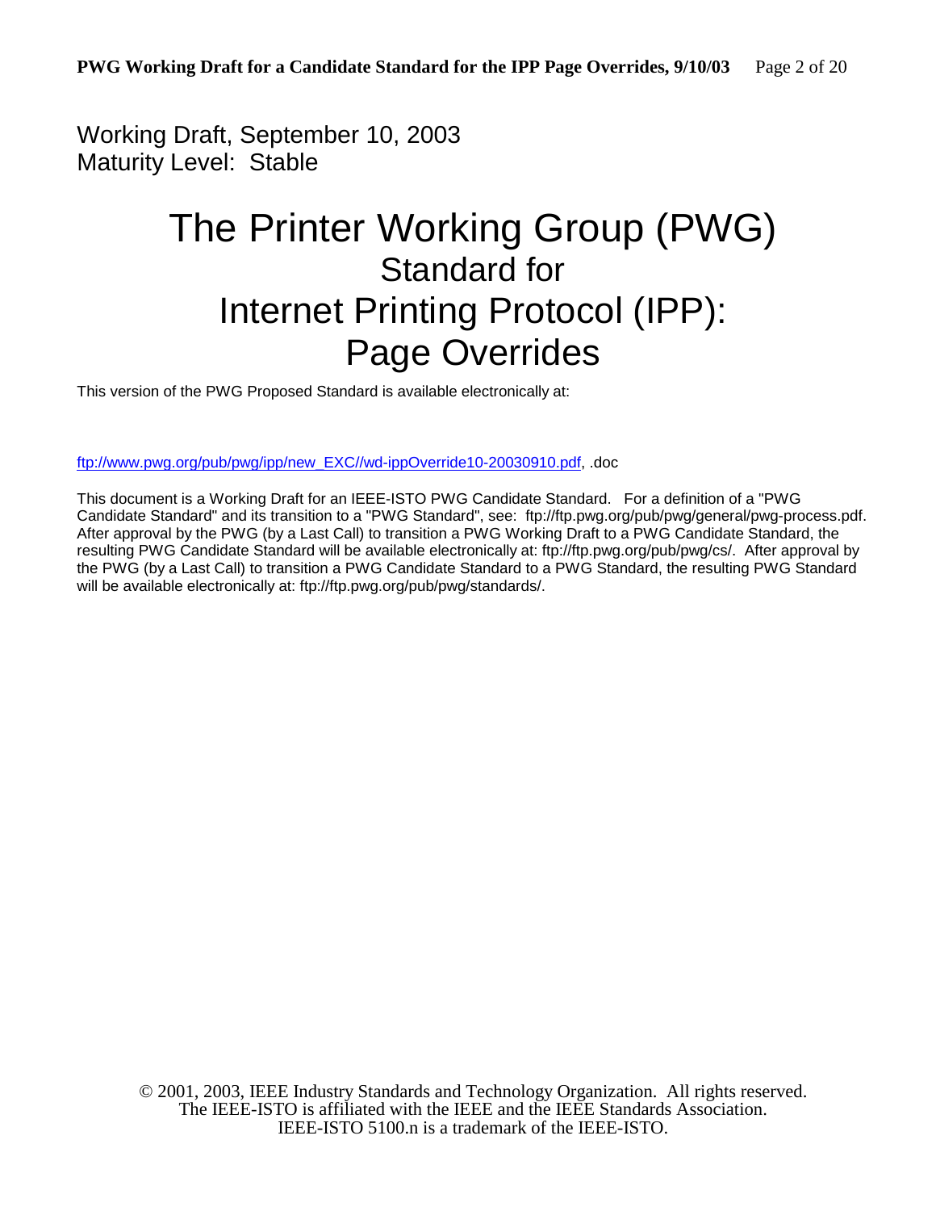Working Draft, September 10, 2003
Maturity Level: Stable

# The Printer Working Group (PWG)
## Standard for
# Internet Printing Protocol (IPP): Page Overrides

This version of the PWG Proposed Standard is available electronically at:

ftp://www.pwg.org/pub/pwg/ipp/new_EXC//wd-ippOverride10-20030910.pdf, .doc

This document is a Working Draft for an IEEE-ISTO PWG Candidate Standard. For a definition of a "PWG Candidate Standard" and its transition to a "PWG Standard", see: ftp://ftp.pwg.org/pub/pwg/general/pwg-process.pdf. After approval by the PWG (by a Last Call) to transition a PWG Working Draft to a PWG Candidate Standard, the resulting PWG Candidate Standard will be available electronically at: ftp://ftp.pwg.org/pub/pwg/cs/. After approval by the PWG (by a Last Call) to transition a PWG Candidate Standard to a PWG Standard, the resulting PWG Standard will be available electronically at: ftp://ftp.pwg.org/pub/pwg/standards/.

© 2001, 2003, IEEE Industry Standards and Technology Organization. All rights reserved.
The IEEE-ISTO is affiliated with the IEEE and the IEEE Standards Association.
IEEE-ISTO 5100.n is a trademark of the IEEE-ISTO.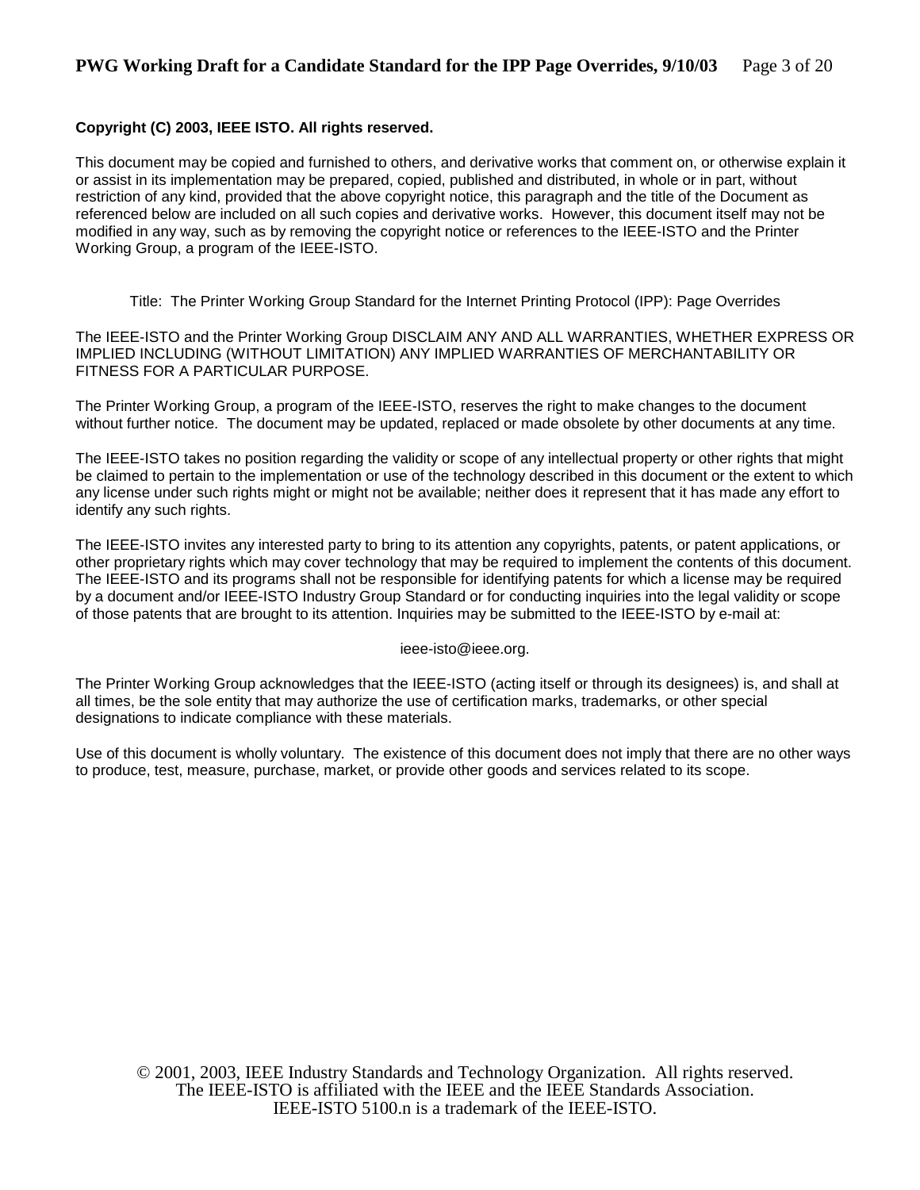**Copyright (C) 2003, IEEE ISTO. All rights reserved.**

This document may be copied and furnished to others, and derivative works that comment on, or otherwise explain it or assist in its implementation may be prepared, copied, published and distributed, in whole or in part, without restriction of any kind, provided that the above copyright notice, this paragraph and the title of the Document as referenced below are included on all such copies and derivative works. However, this document itself may not be modified in any way, such as by removing the copyright notice or references to the IEEE-ISTO and the Printer Working Group, a program of the IEEE-ISTO.

Title: The Printer Working Group Standard for the Internet Printing Protocol (IPP): Page Overrides

The IEEE-ISTO and the Printer Working Group DISCLAIM ANY AND ALL WARRANTIES, WHETHER EXPRESS OR IMPLIED INCLUDING (WITHOUT LIMITATION) ANY IMPLIED WARRANTIES OF MERCHANTABILITY OR FITNESS FOR A PARTICULAR PURPOSE.

The Printer Working Group, a program of the IEEE-ISTO, reserves the right to make changes to the document without further notice. The document may be updated, replaced or made obsolete by other documents at any time.

The IEEE-ISTO takes no position regarding the validity or scope of any intellectual property or other rights that might be claimed to pertain to the implementation or use of the technology described in this document or the extent to which any license under such rights might or might not be available; neither does it represent that it has made any effort to identify any such rights.

The IEEE-ISTO invites any interested party to bring to its attention any copyrights, patents, or patent applications, or other proprietary rights which may cover technology that may be required to implement the contents of this document. The IEEE-ISTO and its programs shall not be responsible for identifying patents for which a license may be required by a document and/or IEEE-ISTO Industry Group Standard or for conducting inquiries into the legal validity or scope of those patents that are brought to its attention. Inquiries may be submitted to the IEEE-ISTO by e-mail at:

ieee-isto@ieee.org.

The Printer Working Group acknowledges that the IEEE-ISTO (acting itself or through its designees) is, and shall at all times, be the sole entity that may authorize the use of certification marks, trademarks, or other special designations to indicate compliance with these materials.

Use of this document is wholly voluntary. The existence of this document does not imply that there are no other ways to produce, test, measure, purchase, market, or provide other goods and services related to its scope.

© 2001, 2003, IEEE Industry Standards and Technology Organization. All rights reserved.
The IEEE-ISTO is affiliated with the IEEE and the IEEE Standards Association.
IEEE-ISTO 5100.n is a trademark of the IEEE-ISTO.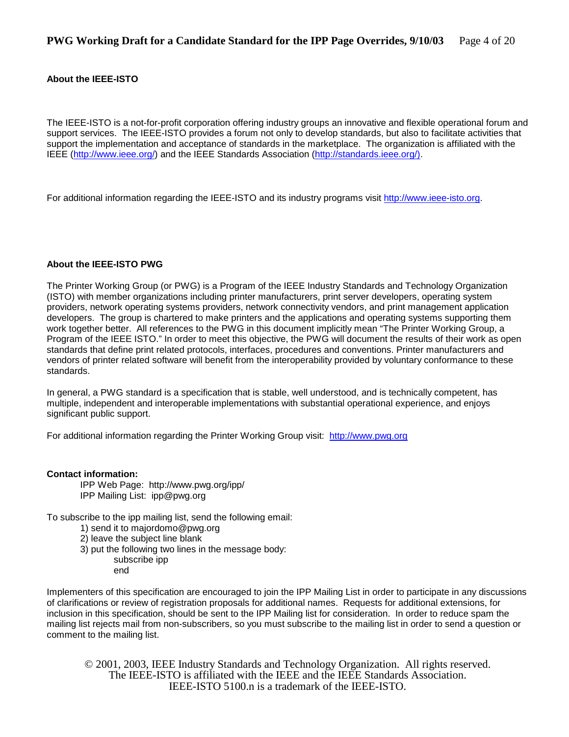**About the IEEE-ISTO**

The IEEE-ISTO is a not-for-profit corporation offering industry groups an innovative and flexible operational forum and support services. The IEEE-ISTO provides a forum not only to develop standards, but also to facilitate activities that support the implementation and acceptance of standards in the marketplace. The organization is affiliated with the IEEE (http://www.ieee.org/) and the IEEE Standards Association (http://standards.ieee.org/).

For additional information regarding the IEEE-ISTO and its industry programs visit http://www.ieee-isto.org.

**About the IEEE-ISTO PWG**

The Printer Working Group (or PWG) is a Program of the IEEE Industry Standards and Technology Organization (ISTO) with member organizations including printer manufacturers, print server developers, operating system providers, network operating systems providers, network connectivity vendors, and print management application developers. The group is chartered to make printers and the applications and operating systems supporting them work together better. All references to the PWG in this document implicitly mean "The Printer Working Group, a Program of the IEEE ISTO." In order to meet this objective, the PWG will document the results of their work as open standards that define print related protocols, interfaces, procedures and conventions. Printer manufacturers and vendors of printer related software will benefit from the interoperability provided by voluntary conformance to these standards.

In general, a PWG standard is a specification that is stable, well understood, and is technically competent, has multiple, independent and interoperable implementations with substantial operational experience, and enjoys significant public support.

For additional information regarding the Printer Working Group visit: http://www.pwg.org

**Contact information:**

IPP Web Page: http://www.pwg.org/ipp/
IPP Mailing List: ipp@pwg.org

To subscribe to the ipp mailing list, send the following email:

1) send it to majordomo@pwg.org
2) leave the subject line blank
3) put the following two lines in the message body:
   subscribe ipp
   end

Implementers of this specification are encouraged to join the IPP Mailing List in order to participate in any discussions of clarifications or review of registration proposals for additional names. Requests for additional extensions, for inclusion in this specification, should be sent to the IPP Mailing list for consideration. In order to reduce spam the mailing list rejects mail from non-subscribers, so you must subscribe to the mailing list in order to send a question or comment to the mailing list.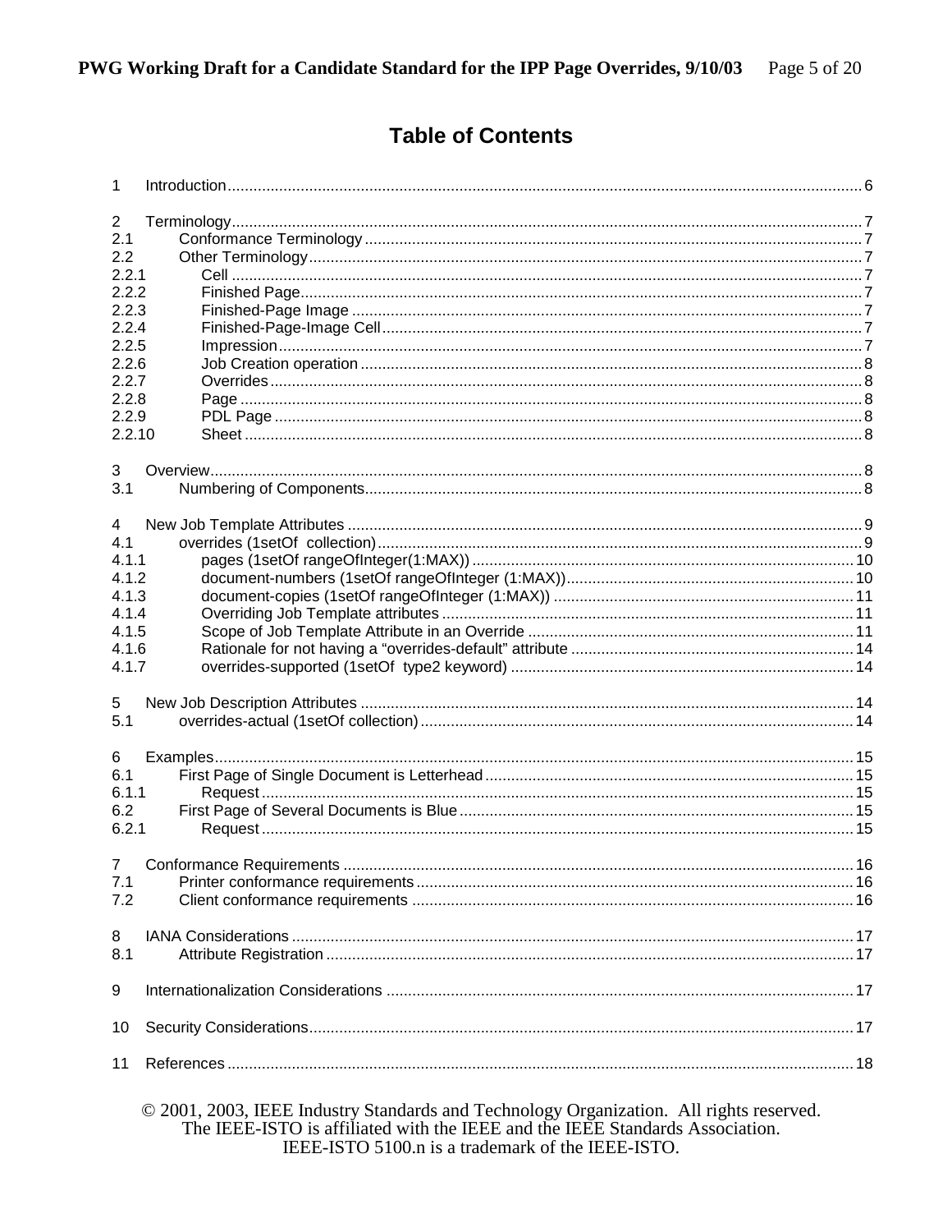# Table of Contents

1 Introduction ..... 6

2 Terminology ..... 7
2.1 Conformance Terminology ..... 7
2.2 Other Terminology ..... 7
2.2.1 Cell ..... 7
2.2.2 Finished Page ..... 7
2.2.3 Finished-Page Image ..... 7
2.2.4 Finished-Page-Image Cell ..... 7
2.2.5 Impression ..... 7
2.2.6 Job Creation operation ..... 8
2.2.7 Overrides ..... 8
2.2.8 Page ..... 8
2.2.9 PDL Page ..... 8
2.2.10 Sheet ..... 8

3 Overview ..... 8
3.1 Numbering of Components ..... 8

4 New Job Template Attributes ..... 9
4.1 overrides (1setOf collection) ..... 9
4.1.1 pages (1setOf rangeOfInteger(1:MAX)) ..... 10
4.1.2 document-numbers (1setOf rangeOfInteger (1:MAX)) ..... 10
4.1.3 document-copies (1setOf rangeOfInteger (1:MAX)) ..... 11
4.1.4 Overriding Job Template attributes ..... 11
4.1.5 Scope of Job Template Attribute in an Override ..... 11
4.1.6 Rationale for not having a “overrides-default” attribute ..... 14
4.1.7 overrides-supported (1setOf type2 keyword) ..... 14

5 New Job Description Attributes ..... 14
5.1 overrides-actual (1setOf collection) ..... 14

6 Examples ..... 15
6.1 First Page of Single Document is Letterhead ..... 15
6.1.1 Request ..... 15
6.2 First Page of Several Documents is Blue ..... 15
6.2.1 Request ..... 15

7 Conformance Requirements ..... 16
7.1 Printer conformance requirements ..... 16
7.2 Client conformance requirements ..... 16

8 IANA Considerations ..... 17
8.1 Attribute Registration ..... 17

9 Internationalization Considerations ..... 17

10 Security Considerations ..... 17

11 References ..... 18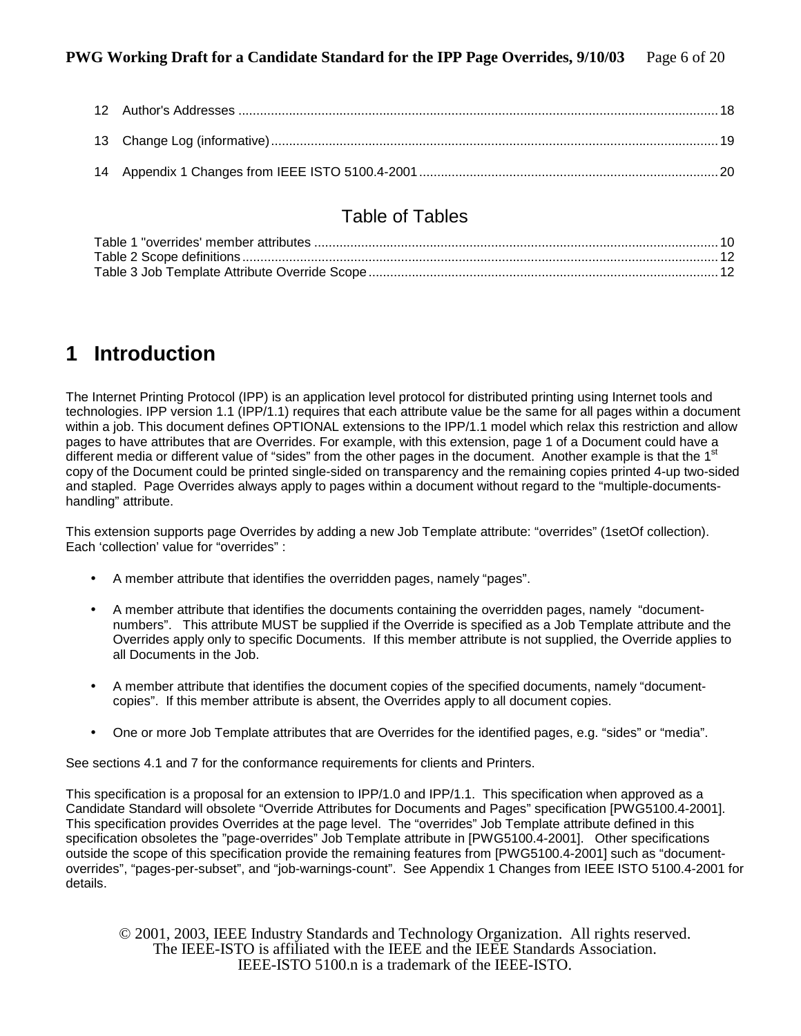12 Author's Addresses .......... 18

13 Change Log (informative) .......... 19

14 Appendix 1 Changes from IEEE ISTO 5100.4-2001 .......... 20

## Table of Tables

Table 1 "overrides' member attributes .......... 10
Table 2 Scope definitions .......... 12
Table 3 Job Template Attribute Override Scope .......... 12

# 1 Introduction

The Internet Printing Protocol (IPP) is an application level protocol for distributed printing using Internet tools and technologies. IPP version 1.1 (IPP/1.1) requires that each attribute value be the same for all pages within a document within a job. This document defines OPTIONAL extensions to the IPP/1.1 model which relax this restriction and allow pages to have attributes that are Overrides. For example, with this extension, page 1 of a Document could have a different media or different value of "sides" from the other pages in the document. Another example is that the 1st copy of the Document could be printed single-sided on transparency and the remaining copies printed 4-up two-sided and stapled. Page Overrides always apply to pages within a document without regard to the "multiple-documents-handling" attribute.

This extension supports page Overrides by adding a new Job Template attribute: "overrides" (1setOf collection). Each 'collection' value for "overrides" :

- A member attribute that identifies the overridden pages, namely "pages".
- A member attribute that identifies the documents containing the overridden pages, namely "document-numbers". This attribute MUST be supplied if the Override is specified as a Job Template attribute and the Overrides apply only to specific Documents. If this member attribute is not supplied, the Override applies to all Documents in the Job.
- A member attribute that identifies the document copies of the specified documents, namely "document-copies". If this member attribute is absent, the Overrides apply to all document copies.
- One or more Job Template attributes that are Overrides for the identified pages, e.g. "sides" or "media".

See sections 4.1 and 7 for the conformance requirements for clients and Printers.

This specification is a proposal for an extension to IPP/1.0 and IPP/1.1. This specification when approved as a Candidate Standard will obsolete "Override Attributes for Documents and Pages" specification [PWG5100.4-2001]. This specification provides Overrides at the page level. The "overrides" Job Template attribute defined in this specification obsoletes the "page-overrides" Job Template attribute in [PWG5100.4-2001]. Other specifications outside the scope of this specification provide the remaining features from [PWG5100.4-2001] such as "document-overrides", "pages-per-subset", and "job-warnings-count". See Appendix 1 Changes from IEEE ISTO 5100.4-2001 for details.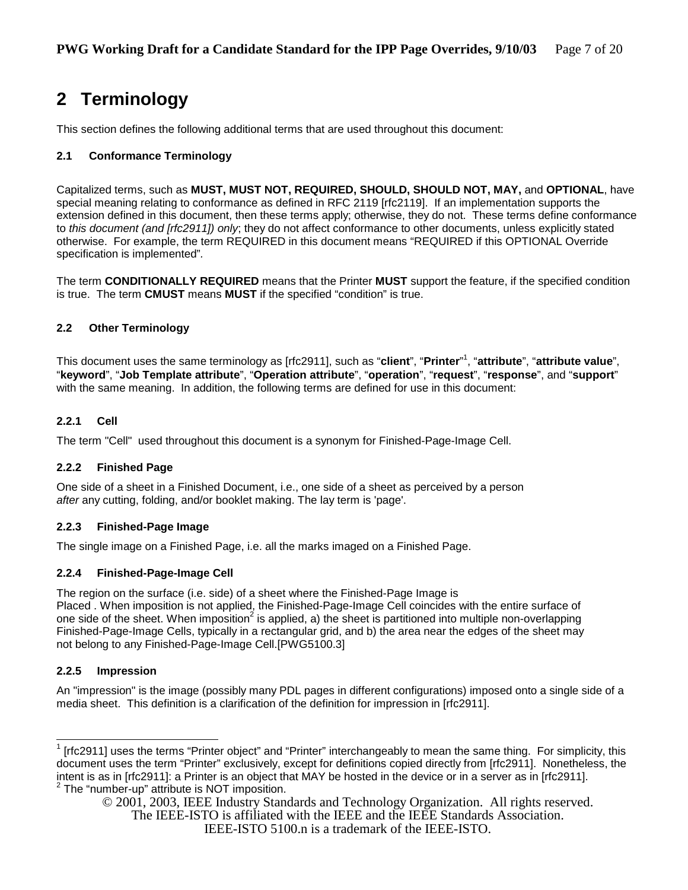# 2 Terminology

This section defines the following additional terms that are used throughout this document:

### 2.1 Conformance Terminology

Capitalized terms, such as **MUST, MUST NOT, REQUIRED, SHOULD, SHOULD NOT, MAY,** and **OPTIONAL**, have special meaning relating to conformance as defined in RFC 2119 [rfc2119]. If an implementation supports the extension defined in this document, then these terms apply; otherwise, they do not. These terms define conformance to *this document (and [rfc2911]) only*; they do not affect conformance to other documents, unless explicitly stated otherwise. For example, the term REQUIRED in this document means "REQUIRED if this OPTIONAL Override specification is implemented".

The term **CONDITIONALLY REQUIRED** means that the Printer **MUST** support the feature, if the specified condition is true. The term **CMUST** means **MUST** if the specified "condition" is true.

### 2.2 Other Terminology

This document uses the same terminology as [rfc2911], such as "**client**", "**Printer**"[1], "**attribute**", "**attribute value**", "**keyword**", "**Job Template attribute**", "**Operation attribute**", "**operation**", "**request**", "**response**", and "**support**" with the same meaning. In addition, the following terms are defined for use in this document:

#### 2.2.1 Cell

The term "Cell" used throughout this document is a synonym for Finished-Page-Image Cell.

#### 2.2.2 Finished Page

One side of a sheet in a Finished Document, i.e., one side of a sheet as perceived by a person *after* any cutting, folding, and/or booklet making. The lay term is 'page'.

#### 2.2.3 Finished-Page Image

The single image on a Finished Page, i.e. all the marks imaged on a Finished Page.

#### 2.2.4 Finished-Page-Image Cell

The region on the surface (i.e. side) of a sheet where the Finished-Page Image is Placed . When imposition is not applied, the Finished-Page-Image Cell coincides with the entire surface of one side of the sheet. When imposition[2] is applied, a) the sheet is partitioned into multiple non-overlapping Finished-Page-Image Cells, typically in a rectangular grid, and b) the area near the edges of the sheet may not belong to any Finished-Page-Image Cell.[PWG5100.3]

#### 2.2.5 Impression

An "impression" is the image (possibly many PDL pages in different configurations) imposed onto a single side of a media sheet. This definition is a clarification of the definition for impression in [rfc2911].

---

[1] [rfc2911] uses the terms "Printer object" and "Printer" interchangeably to mean the same thing. For simplicity, this document uses the term "Printer" exclusively, except for definitions copied directly from [rfc2911]. Nonetheless, the intent is as in [rfc2911]: a Printer is an object that MAY be hosted in the device or in a server as in [rfc2911].

[2] The "number-up" attribute is NOT imposition.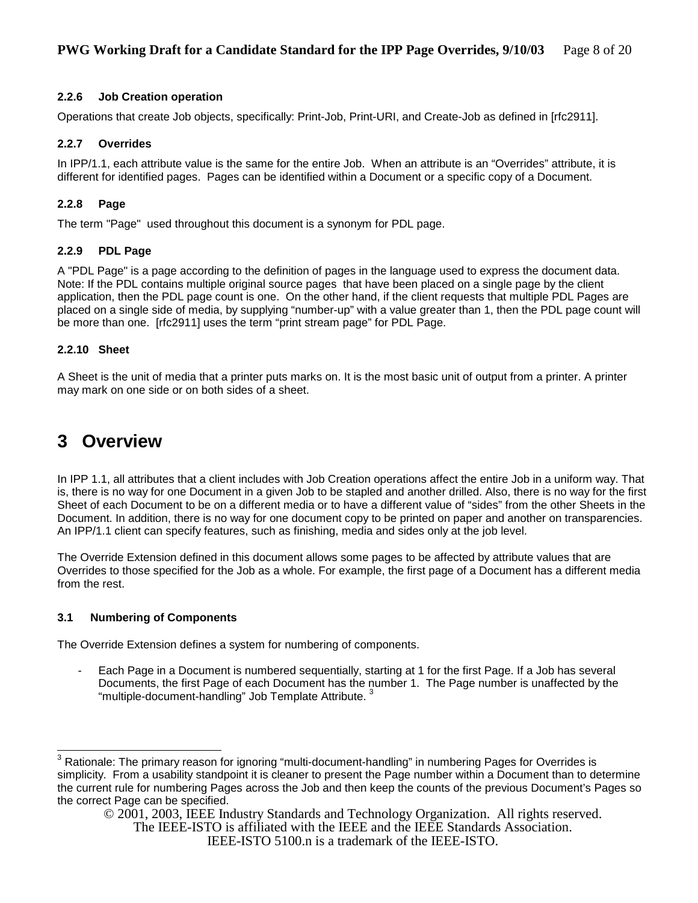### 2.2.6 Job Creation operation

Operations that create Job objects, specifically: Print-Job, Print-URI, and Create-Job as defined in [rfc2911].

### 2.2.7 Overrides

In IPP/1.1, each attribute value is the same for the entire Job. When an attribute is an "Overrides" attribute, it is different for identified pages. Pages can be identified within a Document or a specific copy of a Document.

### 2.2.8 Page

The term "Page" used throughout this document is a synonym for PDL page.

### 2.2.9 PDL Page

A "PDL Page" is a page according to the definition of pages in the language used to express the document data. Note: If the PDL contains multiple original source pages that have been placed on a single page by the client application, then the PDL page count is one. On the other hand, if the client requests that multiple PDL Pages are placed on a single side of media, by supplying "number-up" with a value greater than 1, then the PDL page count will be more than one. [rfc2911] uses the term "print stream page" for PDL Page.

### 2.2.10 Sheet

A Sheet is the unit of media that a printer puts marks on. It is the most basic unit of output from a printer. A printer may mark on one side or on both sides of a sheet.

# 3 Overview

In IPP 1.1, all attributes that a client includes with Job Creation operations affect the entire Job in a uniform way. That is, there is no way for one Document in a given Job to be stapled and another drilled. Also, there is no way for the first Sheet of each Document to be on a different media or to have a different value of "sides" from the other Sheets in the Document. In addition, there is no way for one document copy to be printed on paper and another on transparencies. An IPP/1.1 client can specify features, such as finishing, media and sides only at the job level.

The Override Extension defined in this document allows some pages to be affected by attribute values that are Overrides to those specified for the Job as a whole. For example, the first page of a Document has a different media from the rest.

### 3.1 Numbering of Components

The Override Extension defines a system for numbering of components.

- Each Page in a Document is numbered sequentially, starting at 1 for the first Page. If a Job has several Documents, the first Page of each Document has the number 1. The Page number is unaffected by the "multiple-document-handling" Job Template Attribute. [3]

[3] Rationale: The primary reason for ignoring "multi-document-handling" in numbering Pages for Overrides is simplicity. From a usability standpoint it is cleaner to present the Page number within a Document than to determine the current rule for numbering Pages across the Job and then keep the counts of the previous Document's Pages so the correct Page can be specified.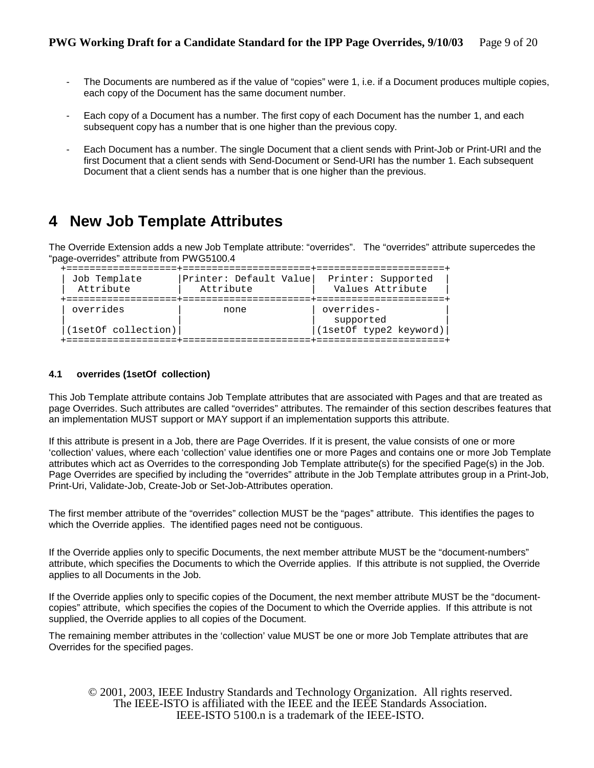- The Documents are numbered as if the value of "copies" were 1, i.e. if a Document produces multiple copies, each copy of the Document has the same document number.

- Each copy of a Document has a number. The first copy of each Document has the number 1, and each subsequent copy has a number that is one higher than the previous copy.

- Each Document has a number. The single Document that a client sends with Print-Job or Print-URI and the first Document that a client sends with Send-Document or Send-URI has the number 1. Each subsequent Document that a client sends has a number that is one higher than the previous.

# 4 New Job Template Attributes

The Override Extension adds a new Job Template attribute: "overrides". The "overrides" attribute supercedes the "page-overrides" attribute from PWG5100.4

| Job Template Attribute | Printer: Default Value Attribute | Printer: Supported Values Attribute |
|---|---|---|
| overrides (1setOf collection) | none | overrides-supported (1setOf type2 keyword) |

### 4.1 overrides (1setOf collection)

This Job Template attribute contains Job Template attributes that are associated with Pages and that are treated as page Overrides. Such attributes are called "overrides" attributes. The remainder of this section describes features that an implementation MUST support or MAY support if an implementation supports this attribute.

If this attribute is present in a Job, there are Page Overrides. If it is present, the value consists of one or more 'collection' values, where each 'collection' value identifies one or more Pages and contains one or more Job Template attributes which act as Overrides to the corresponding Job Template attribute(s) for the specified Page(s) in the Job. Page Overrides are specified by including the "overrides" attribute in the Job Template attributes group in a Print-Job, Print-Uri, Validate-Job, Create-Job or Set-Job-Attributes operation.

The first member attribute of the "overrides" collection MUST be the "pages" attribute. This identifies the pages to which the Override applies. The identified pages need not be contiguous.

If the Override applies only to specific Documents, the next member attribute MUST be the "document-numbers" attribute, which specifies the Documents to which the Override applies. If this attribute is not supplied, the Override applies to all Documents in the Job.

If the Override applies only to specific copies of the Document, the next member attribute MUST be the "document-copies" attribute, which specifies the copies of the Document to which the Override applies. If this attribute is not supplied, the Override applies to all copies of the Document.

The remaining member attributes in the 'collection' value MUST be one or more Job Template attributes that are Overrides for the specified pages.

© 2001, 2003, IEEE Industry Standards and Technology Organization. All rights reserved.
The IEEE-ISTO is affiliated with the IEEE and the IEEE Standards Association.
IEEE-ISTO 5100.n is a trademark of the IEEE-ISTO.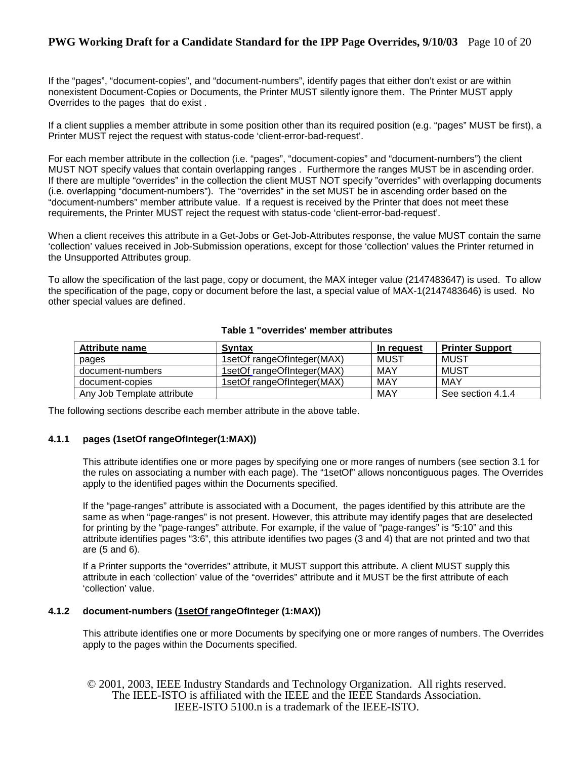If the "pages", "document-copies", and "document-numbers", identify pages that either don't exist or are within nonexistent Document-Copies or Documents, the Printer MUST silently ignore them. The Printer MUST apply Overrides to the pages that do exist .

If a client supplies a member attribute in some position other than its required position (e.g. "pages" MUST be first), a Printer MUST reject the request with status-code 'client-error-bad-request'.

For each member attribute in the collection (i.e. "pages", "document-copies" and "document-numbers") the client MUST NOT specify values that contain overlapping ranges . Furthermore the ranges MUST be in ascending order. If there are multiple "overrides" in the collection the client MUST NOT specify "overrides" with overlapping documents (i.e. overlapping "document-numbers"). The "overrides" in the set MUST be in ascending order based on the "document-numbers" member attribute value. If a request is received by the Printer that does not meet these requirements, the Printer MUST reject the request with status-code 'client-error-bad-request'.

When a client receives this attribute in a Get-Jobs or Get-Job-Attributes response, the value MUST contain the same 'collection' values received in Job-Submission operations, except for those 'collection' values the Printer returned in the Unsupported Attributes group.

To allow the specification of the last page, copy or document, the MAX integer value (2147483647) is used. To allow the specification of the page, copy or document before the last, a special value of MAX-1(2147483646) is used. No other special values are defined.

**Table 1 "overrides' member attributes**

| Attribute name | Syntax | In request | Printer Support |
|---|---|---|---|
| pages | 1setOf rangeOfInteger(MAX) | MUST | MUST |
| document-numbers | 1setOf rangeOfInteger(MAX) | MAY | MUST |
| document-copies | 1setOf rangeOfInteger(MAX) | MAY | MAY |
| Any Job Template attribute | | MAY | See section 4.1.4 |

The following sections describe each member attribute in the above table.

#### 4.1.1 pages (1setOf rangeOfInteger(1:MAX))

This attribute identifies one or more pages by specifying one or more ranges of numbers (see section 3.1 for the rules on associating a number with each page). The "1setOf" allows noncontiguous pages. The Overrides apply to the identified pages within the Documents specified.

If the "page-ranges" attribute is associated with a Document, the pages identified by this attribute are the same as when "page-ranges" is not present. However, this attribute may identify pages that are deselected for printing by the "page-ranges" attribute. For example, if the value of "page-ranges" is "5:10" and this attribute identifies pages "3:6", this attribute identifies two pages (3 and 4) that are not printed and two that are (5 and 6).

If a Printer supports the "overrides" attribute, it MUST support this attribute. A client MUST supply this attribute in each 'collection' value of the "overrides" attribute and it MUST be the first attribute of each 'collection' value.

#### 4.1.2 document-numbers (1setOf rangeOfInteger (1:MAX))

This attribute identifies one or more Documents by specifying one or more ranges of numbers. The Overrides apply to the pages within the Documents specified.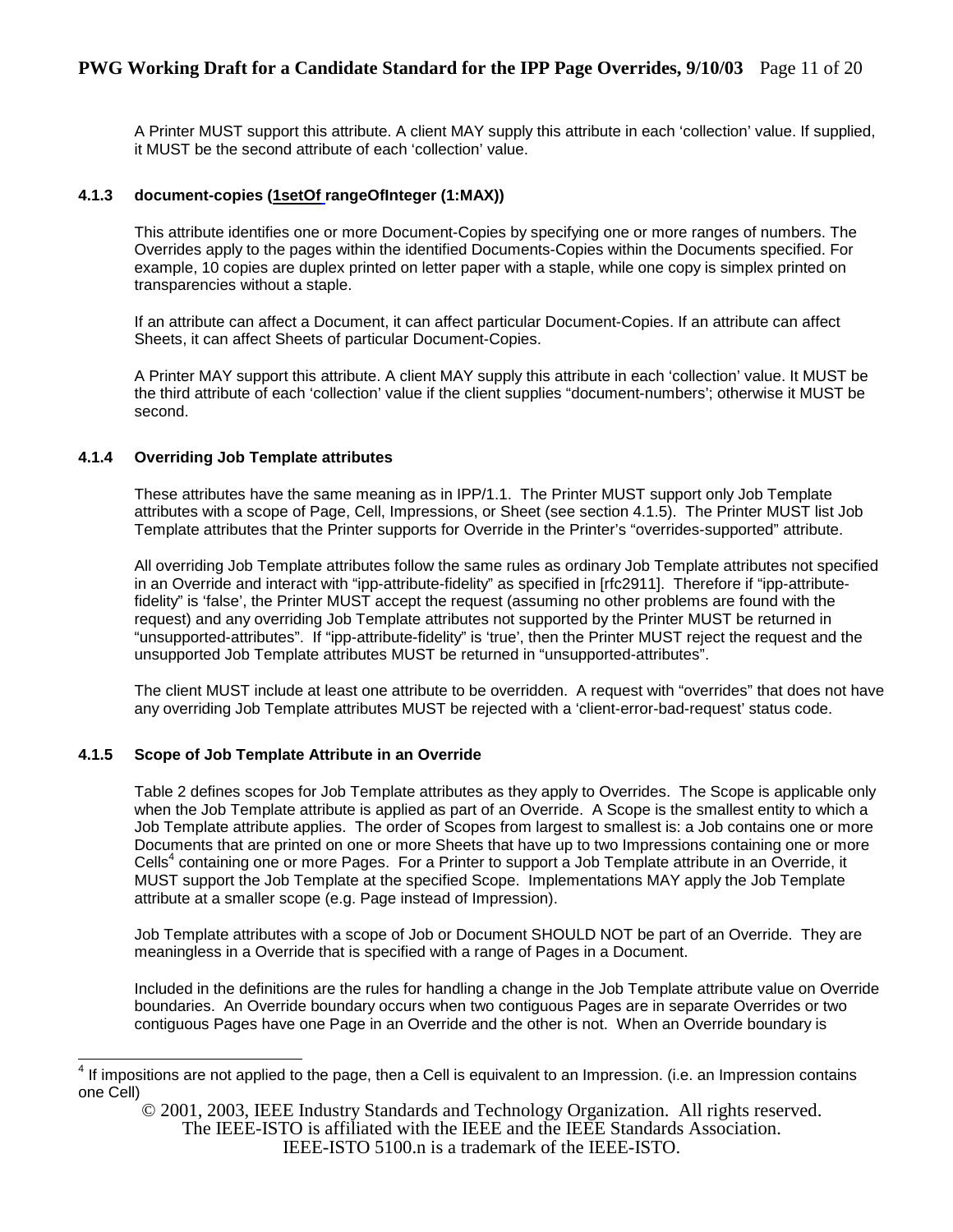A Printer MUST support this attribute. A client MAY supply this attribute in each 'collection' value. If supplied, it MUST be the second attribute of each 'collection' value.

#### 4.1.3 document-copies (1setOf rangeOfInteger (1:MAX))

This attribute identifies one or more Document-Copies by specifying one or more ranges of numbers. The Overrides apply to the pages within the identified Documents-Copies within the Documents specified. For example, 10 copies are duplex printed on letter paper with a staple, while one copy is simplex printed on transparencies without a staple.

If an attribute can affect a Document, it can affect particular Document-Copies. If an attribute can affect Sheets, it can affect Sheets of particular Document-Copies.

A Printer MAY support this attribute. A client MAY supply this attribute in each 'collection' value. It MUST be the third attribute of each 'collection' value if the client supplies "document-numbers'; otherwise it MUST be second.

#### 4.1.4 Overriding Job Template attributes

These attributes have the same meaning as in IPP/1.1. The Printer MUST support only Job Template attributes with a scope of Page, Cell, Impressions, or Sheet (see section 4.1.5). The Printer MUST list Job Template attributes that the Printer supports for Override in the Printer's "overrides-supported" attribute.

All overriding Job Template attributes follow the same rules as ordinary Job Template attributes not specified in an Override and interact with "ipp-attribute-fidelity" as specified in [rfc2911]. Therefore if "ipp-attribute-fidelity" is 'false', the Printer MUST accept the request (assuming no other problems are found with the request) and any overriding Job Template attributes not supported by the Printer MUST be returned in "unsupported-attributes". If "ipp-attribute-fidelity" is 'true', then the Printer MUST reject the request and the unsupported Job Template attributes MUST be returned in "unsupported-attributes".

The client MUST include at least one attribute to be overridden. A request with "overrides" that does not have any overriding Job Template attributes MUST be rejected with a 'client-error-bad-request' status code.

#### 4.1.5 Scope of Job Template Attribute in an Override

Table 2 defines scopes for Job Template attributes as they apply to Overrides. The Scope is applicable only when the Job Template attribute is applied as part of an Override. A Scope is the smallest entity to which a Job Template attribute applies. The order of Scopes from largest to smallest is: a Job contains one or more Documents that are printed on one or more Sheets that have up to two Impressions containing one or more Cells[4] containing one or more Pages. For a Printer to support a Job Template attribute in an Override, it MUST support the Job Template at the specified Scope. Implementations MAY apply the Job Template attribute at a smaller scope (e.g. Page instead of Impression).

Job Template attributes with a scope of Job or Document SHOULD NOT be part of an Override. They are meaningless in a Override that is specified with a range of Pages in a Document.

Included in the definitions are the rules for handling a change in the Job Template attribute value on Override boundaries. An Override boundary occurs when two contiguous Pages are in separate Overrides or two contiguous Pages have one Page in an Override and the other is not. When an Override boundary is

[4] If impositions are not applied to the page, then a Cell is equivalent to an Impression. (i.e. an Impression contains one Cell)

© 2001, 2003, IEEE Industry Standards and Technology Organization. All rights reserved.
The IEEE-ISTO is affiliated with the IEEE and the IEEE Standards Association.
IEEE-ISTO 5100.n is a trademark of the IEEE-ISTO.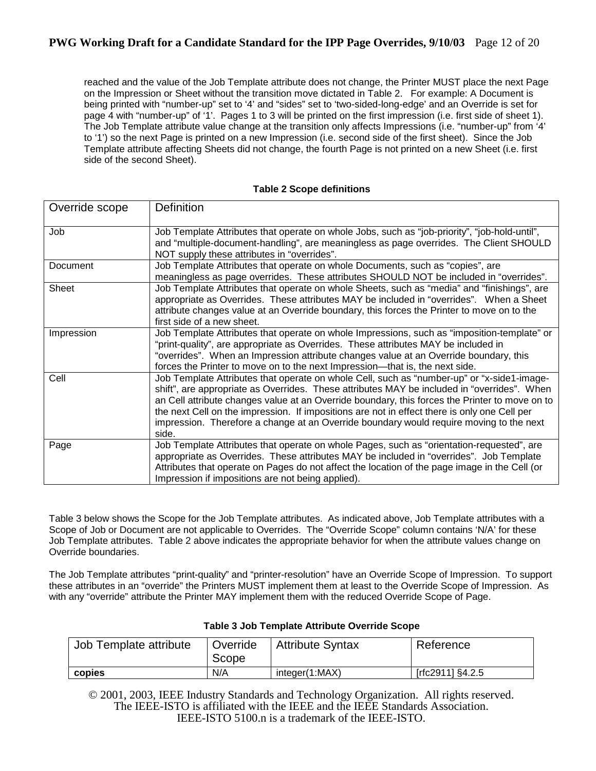reached and the value of the Job Template attribute does not change, the Printer MUST place the next Page on the Impression or Sheet without the transition move dictated in Table 2. For example: A Document is being printed with "number-up" set to '4' and "sides" set to 'two-sided-long-edge' and an Override is set for page 4 with "number-up" of '1'. Pages 1 to 3 will be printed on the first impression (i.e. first side of sheet 1). The Job Template attribute value change at the transition only affects Impressions (i.e. "number-up" from '4' to '1') so the next Page is printed on a new Impression (i.e. second side of the first sheet). Since the Job Template attribute affecting Sheets did not change, the fourth Page is not printed on a new Sheet (i.e. first side of the second Sheet).

**Table 2 Scope definitions**

| Override scope | Definition |
|---|---|
| Job | Job Template Attributes that operate on whole Jobs, such as "job-priority", "job-hold-until", and "multiple-document-handling", are meaningless as page overrides. The Client SHOULD NOT supply these attributes in "overrides". |
| Document | Job Template Attributes that operate on whole Documents, such as "copies", are meaningless as page overrides. These attributes SHOULD NOT be included in "overrides". |
| Sheet | Job Template Attributes that operate on whole Sheets, such as "media" and "finishings", are appropriate as Overrides. These attributes MAY be included in "overrides". When a Sheet attribute changes value at an Override boundary, this forces the Printer to move on to the first side of a new sheet. |
| Impression | Job Template Attributes that operate on whole Impressions, such as "imposition-template" or "print-quality", are appropriate as Overrides. These attributes MAY be included in "overrides". When an Impression attribute changes value at an Override boundary, this forces the Printer to move on to the next Impression—that is, the next side. |
| Cell | Job Template Attributes that operate on whole Cell, such as "number-up" or "x-side1-image-shift", are appropriate as Overrides. These attributes MAY be included in "overrides". When an Cell attribute changes value at an Override boundary, this forces the Printer to move on to the next Cell on the impression. If impositions are not in effect there is only one Cell per impression. Therefore a change at an Override boundary would require moving to the next side. |
| Page | Job Template Attributes that operate on whole Pages, such as "orientation-requested", are appropriate as Overrides. These attributes MAY be included in "overrides". Job Template Attributes that operate on Pages do not affect the location of the page image in the Cell (or Impression if impositions are not being applied). |

Table 3 below shows the Scope for the Job Template attributes. As indicated above, Job Template attributes with a Scope of Job or Document are not applicable to Overrides. The "Override Scope" column contains 'N/A' for these Job Template attributes. Table 2 above indicates the appropriate behavior for when the attribute values change on Override boundaries.

The Job Template attributes "print-quality" and "printer-resolution" have an Override Scope of Impression. To support these attributes in an "override" the Printers MUST implement them at least to the Override Scope of Impression. As with any "override" attribute the Printer MAY implement them with the reduced Override Scope of Page.

**Table 3 Job Template Attribute Override Scope**

| Job Template attribute | Override Scope | Attribute Syntax | Reference |
|---|---|---|---|
| **copies** | N/A | integer(1:MAX) | [rfc2911] §4.2.5 |

© 2001, 2003, IEEE Industry Standards and Technology Organization. All rights reserved.
The IEEE-ISTO is affiliated with the IEEE and the IEEE Standards Association.
IEEE-ISTO 5100.n is a trademark of the IEEE-ISTO.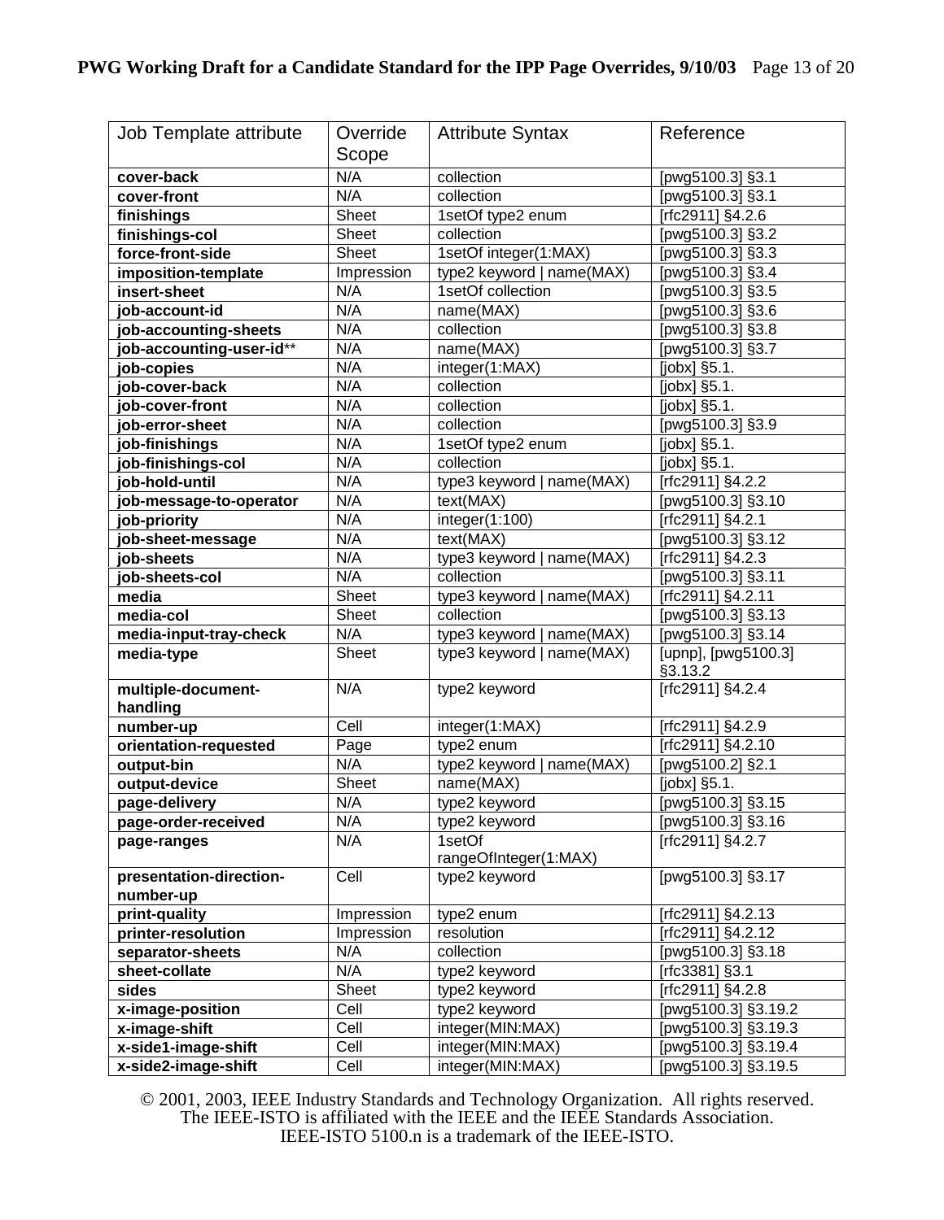| Job Template attribute | Override Scope | Attribute Syntax | Reference |
|---|---|---|---|
| **cover-back** | N/A | collection | [pwg5100.3] §3.1 |
| **cover-front** | N/A | collection | [pwg5100.3] §3.1 |
| **finishings** | Sheet | 1setOf type2 enum | [rfc2911] §4.2.6 |
| **finishings-col** | Sheet | collection | [pwg5100.3] §3.2 |
| **force-front-side** | Sheet | 1setOf integer(1:MAX) | [pwg5100.3] §3.3 |
| **imposition-template** | Impression | type2 keyword \| name(MAX) | [pwg5100.3] §3.4 |
| **insert-sheet** | N/A | 1setOf collection | [pwg5100.3] §3.5 |
| **job-account-id** | N/A | name(MAX) | [pwg5100.3] §3.6 |
| **job-accounting-sheets** | N/A | collection | [pwg5100.3] §3.8 |
| **job-accounting-user-id**** | N/A | name(MAX) | [pwg5100.3] §3.7 |
| **job-copies** | N/A | integer(1:MAX) | [jobx] §5.1. |
| **job-cover-back** | N/A | collection | [jobx] §5.1. |
| **job-cover-front** | N/A | collection | [jobx] §5.1. |
| **job-error-sheet** | N/A | collection | [pwg5100.3] §3.9 |
| **job-finishings** | N/A | 1setOf type2 enum | [jobx] §5.1. |
| **job-finishings-col** | N/A | collection | [jobx] §5.1. |
| **job-hold-until** | N/A | type3 keyword \| name(MAX) | [rfc2911] §4.2.2 |
| **job-message-to-operator** | N/A | text(MAX) | [pwg5100.3] §3.10 |
| **job-priority** | N/A | integer(1:100) | [rfc2911] §4.2.1 |
| **job-sheet-message** | N/A | text(MAX) | [pwg5100.3] §3.12 |
| **job-sheets** | N/A | type3 keyword \| name(MAX) | [rfc2911] §4.2.3 |
| **job-sheets-col** | N/A | collection | [pwg5100.3] §3.11 |
| **media** | Sheet | type3 keyword \| name(MAX) | [rfc2911] §4.2.11 |
| **media-col** | Sheet | collection | [pwg5100.3] §3.13 |
| **media-input-tray-check** | N/A | type3 keyword \| name(MAX) | [pwg5100.3] §3.14 |
| **media-type** | Sheet | type3 keyword \| name(MAX) | [upnp], [pwg5100.3] §3.13.2 |
| **multiple-document-handling** | N/A | type2 keyword | [rfc2911] §4.2.4 |
| **number-up** | Cell | integer(1:MAX) | [rfc2911] §4.2.9 |
| **orientation-requested** | Page | type2 enum | [rfc2911] §4.2.10 |
| **output-bin** | N/A | type2 keyword \| name(MAX) | [pwg5100.2] §2.1 |
| **output-device** | Sheet | name(MAX) | [jobx] §5.1. |
| **page-delivery** | N/A | type2 keyword | [pwg5100.3] §3.15 |
| **page-order-received** | N/A | type2 keyword | [pwg5100.3] §3.16 |
| **page-ranges** | N/A | 1setOf rangeOfInteger(1:MAX) | [rfc2911] §4.2.7 |
| **presentation-direction-number-up** | Cell | type2 keyword | [pwg5100.3] §3.17 |
| **print-quality** | Impression | type2 enum | [rfc2911] §4.2.13 |
| **printer-resolution** | Impression | resolution | [rfc2911] §4.2.12 |
| **separator-sheets** | N/A | collection | [pwg5100.3] §3.18 |
| **sheet-collate** | N/A | type2 keyword | [rfc3381] §3.1 |
| **sides** | Sheet | type2 keyword | [rfc2911] §4.2.8 |
| **x-image-position** | Cell | type2 keyword | [pwg5100.3] §3.19.2 |
| **x-image-shift** | Cell | integer(MIN:MAX) | [pwg5100.3] §3.19.3 |
| **x-side1-image-shift** | Cell | integer(MIN:MAX) | [pwg5100.3] §3.19.4 |
| **x-side2-image-shift** | Cell | integer(MIN:MAX) | [pwg5100.3] §3.19.5 |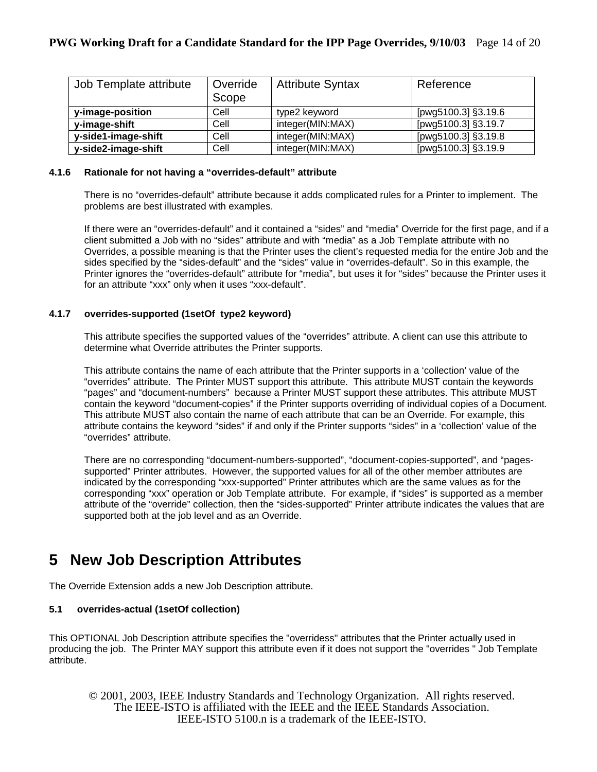| Job Template attribute | Override Scope | Attribute Syntax | Reference |
|---|---|---|---|
| **y-image-position** | Cell | type2 keyword | [pwg5100.3] §3.19.6 |
| **y-image-shift** | Cell | integer(MIN:MAX) | [pwg5100.3] §3.19.7 |
| **y-side1-image-shift** | Cell | integer(MIN:MAX) | [pwg5100.3] §3.19.8 |
| **y-side2-image-shift** | Cell | integer(MIN:MAX) | [pwg5100.3] §3.19.9 |

#### 4.1.6 Rationale for not having a "overrides-default" attribute

There is no "overrides-default" attribute because it adds complicated rules for a Printer to implement. The problems are best illustrated with examples.

If there were an "overrides-default" and it contained a "sides" and "media" Override for the first page, and if a client submitted a Job with no "sides" attribute and with "media" as a Job Template attribute with no Overrides, a possible meaning is that the Printer uses the client's requested media for the entire Job and the sides specified by the "sides-default" and the "sides" value in "overrides-default". So in this example, the Printer ignores the "overrides-default" attribute for "media", but uses it for "sides" because the Printer uses it for an attribute "xxx" only when it uses "xxx-default".

#### 4.1.7 overrides-supported (1setOf type2 keyword)

This attribute specifies the supported values of the "overrides" attribute. A client can use this attribute to determine what Override attributes the Printer supports.

This attribute contains the name of each attribute that the Printer supports in a 'collection' value of the "overrides" attribute. The Printer MUST support this attribute. This attribute MUST contain the keywords "pages" and "document-numbers" because a Printer MUST support these attributes. This attribute MUST contain the keyword "document-copies" if the Printer supports overriding of individual copies of a Document. This attribute MUST also contain the name of each attribute that can be an Override. For example, this attribute contains the keyword "sides" if and only if the Printer supports "sides" in a 'collection' value of the "overrides" attribute.

There are no corresponding "document-numbers-supported", "document-copies-supported", and "pages-supported" Printer attributes. However, the supported values for all of the other member attributes are indicated by the corresponding "xxx-supported" Printer attributes which are the same values as for the corresponding "xxx" operation or Job Template attribute. For example, if "sides" is supported as a member attribute of the "override" collection, then the "sides-supported" Printer attribute indicates the values that are supported both at the job level and as an Override.

# 5 New Job Description Attributes

The Override Extension adds a new Job Description attribute.

### 5.1 overrides-actual (1setOf collection)

This OPTIONAL Job Description attribute specifies the "overridess" attributes that the Printer actually used in producing the job. The Printer MAY support this attribute even if it does not support the "overrides " Job Template attribute.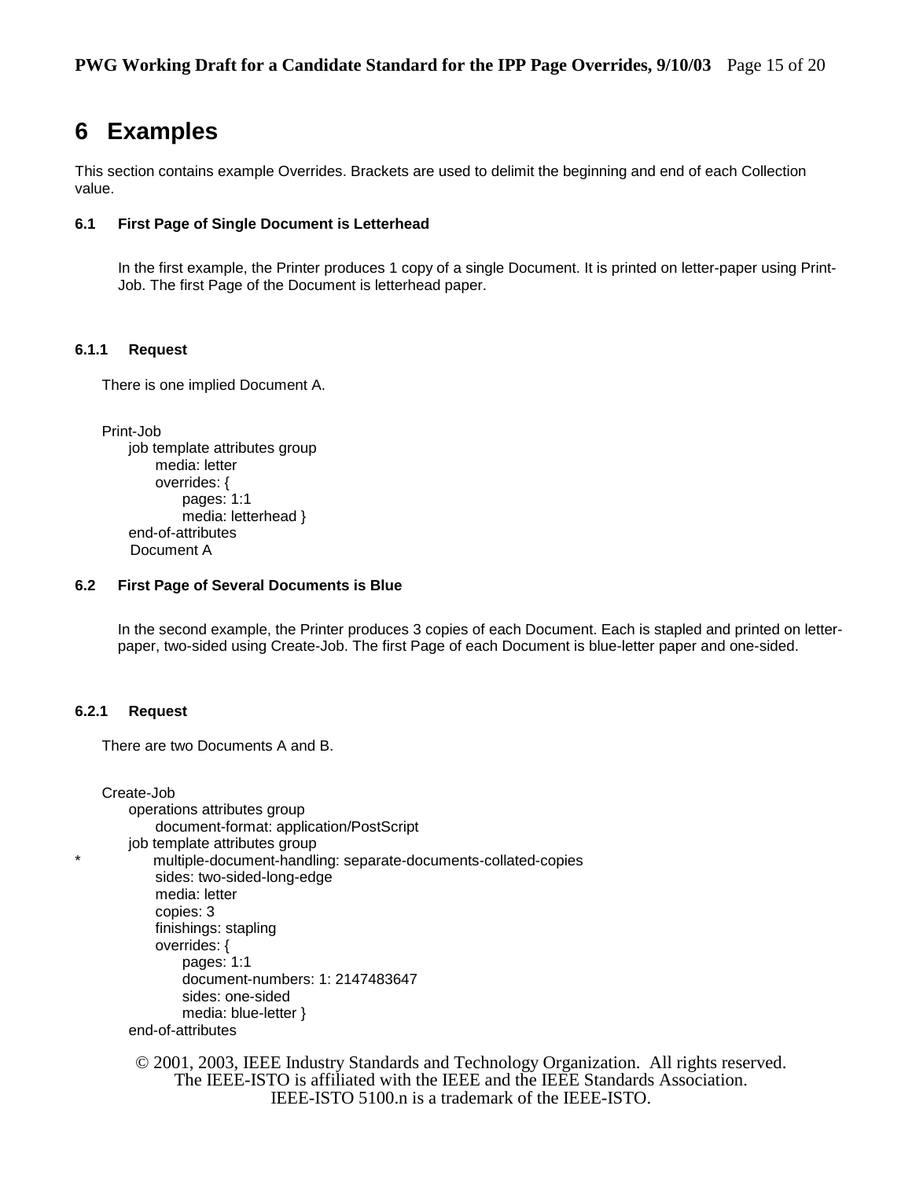# 6 Examples

This section contains example Overrides. Brackets are used to delimit the beginning and end of each Collection value.

### 6.1 First Page of Single Document is Letterhead

In the first example, the Printer produces 1 copy of a single Document. It is printed on letter-paper using Print-Job. The first Page of the Document is letterhead paper.

#### 6.1.1 Request

There is one implied Document A.

```
Print-Job
    job template attributes group
        media: letter
        overrides: {
            pages: 1:1
            media: letterhead }
    end-of-attributes
    Document A
```

### 6.2 First Page of Several Documents is Blue

In the second example, the Printer produces 3 copies of each Document. Each is stapled and printed on letter-paper, two-sided using Create-Job. The first Page of each Document is blue-letter paper and one-sided.

#### 6.2.1 Request

There are two Documents A and B.

```
Create-Job
    operations attributes group
        document-format: application/PostScript
    job template attributes group
*       multiple-document-handling: separate-documents-collated-copies
        sides: two-sided-long-edge
        media: letter
        copies: 3
        finishings: stapling
        overrides: {
            pages: 1:1
            document-numbers: 1: 2147483647
            sides: one-sided
            media: blue-letter }
    end-of-attributes
```

© 2001, 2003, IEEE Industry Standards and Technology Organization. All rights reserved.
The IEEE-ISTO is affiliated with the IEEE and the IEEE Standards Association.
IEEE-ISTO 5100.n is a trademark of the IEEE-ISTO.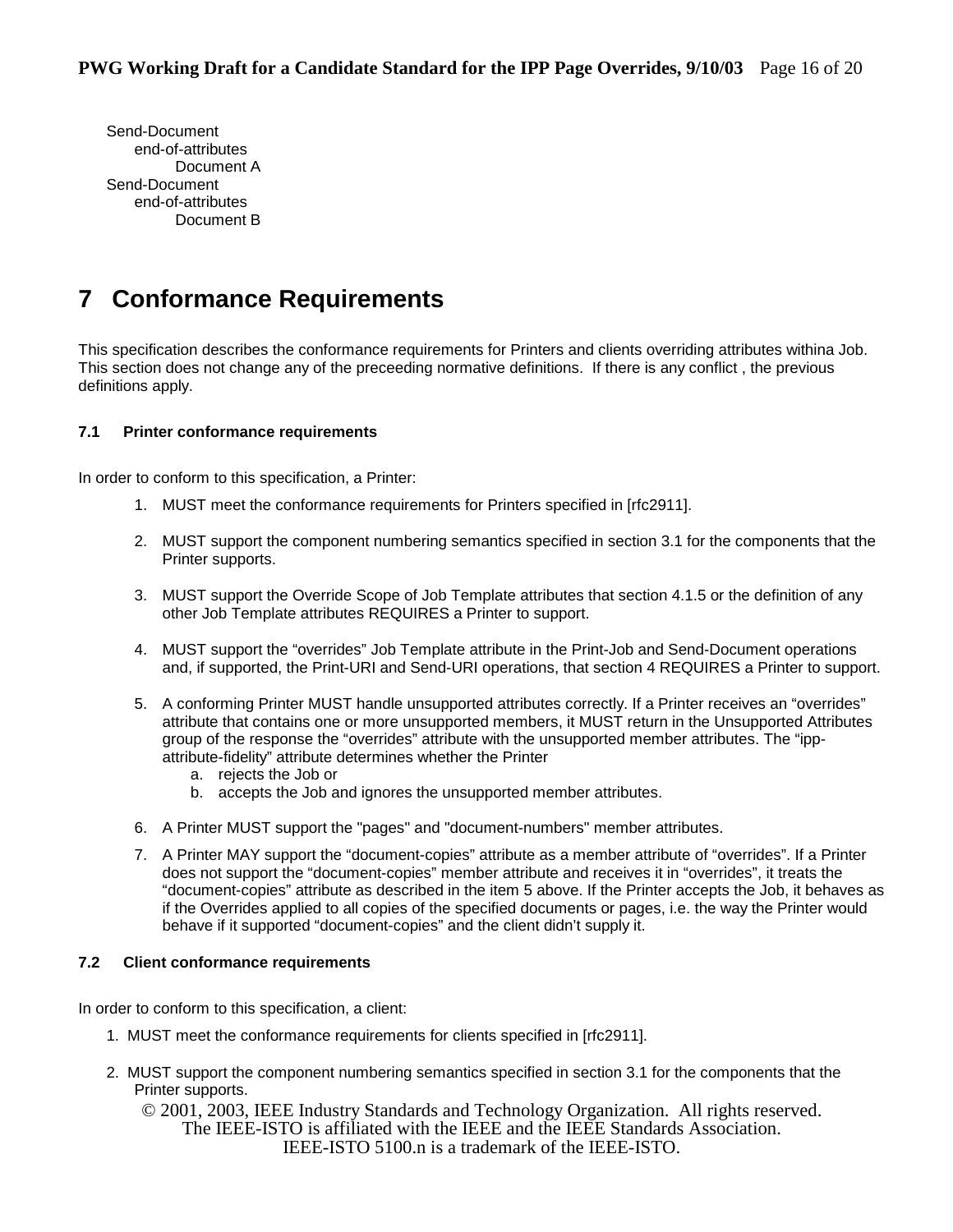```
Send-Document
    end-of-attributes
        Document A
Send-Document
    end-of-attributes
        Document B
```

# 7 Conformance Requirements

This specification describes the conformance requirements for Printers and clients overriding attributes withina Job. This section does not change any of the preceeding normative definitions. If there is any conflict , the previous definitions apply.

### 7.1 Printer conformance requirements

In order to conform to this specification, a Printer:

1. MUST meet the conformance requirements for Printers specified in [rfc2911].

2. MUST support the component numbering semantics specified in section 3.1 for the components that the Printer supports.

3. MUST support the Override Scope of Job Template attributes that section 4.1.5 or the definition of any other Job Template attributes REQUIRES a Printer to support.

4. MUST support the “overrides” Job Template attribute in the Print-Job and Send-Document operations and, if supported, the Print-URI and Send-URI operations, that section 4 REQUIRES a Printer to support.

5. A conforming Printer MUST handle unsupported attributes correctly. If a Printer receives an “overrides” attribute that contains one or more unsupported members, it MUST return in the Unsupported Attributes group of the response the “overrides” attribute with the unsupported member attributes. The “ipp-attribute-fidelity” attribute determines whether the Printer
   a. rejects the Job or
   b. accepts the Job and ignores the unsupported member attributes.

6. A Printer MUST support the "pages" and "document-numbers" member attributes.

7. A Printer MAY support the “document-copies” attribute as a member attribute of “overrides”. If a Printer does not support the “document-copies” member attribute and receives it in “overrides”, it treats the “document-copies” attribute as described in the item 5 above. If the Printer accepts the Job, it behaves as if the Overrides applied to all copies of the specified documents or pages, i.e. the way the Printer would behave if it supported “document-copies” and the client didn’t supply it.

### 7.2 Client conformance requirements

In order to conform to this specification, a client:

1. MUST meet the conformance requirements for clients specified in [rfc2911].

2. MUST support the component numbering semantics specified in section 3.1 for the components that the Printer supports.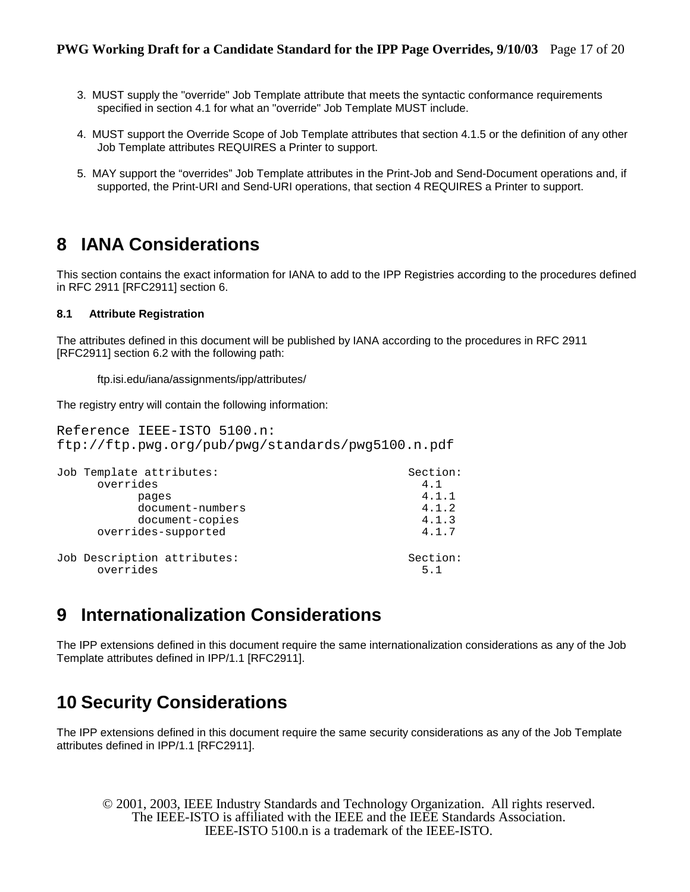3. MUST supply the "override" Job Template attribute that meets the syntactic conformance requirements specified in section 4.1 for what an "override" Job Template MUST include.

4. MUST support the Override Scope of Job Template attributes that section 4.1.5 or the definition of any other Job Template attributes REQUIRES a Printer to support.

5. MAY support the “overrides” Job Template attributes in the Print-Job and Send-Document operations and, if supported, the Print-URI and Send-URI operations, that section 4 REQUIRES a Printer to support.

# 8 IANA Considerations

This section contains the exact information for IANA to add to the IPP Registries according to the procedures defined in RFC 2911 [RFC2911] section 6.

### 8.1 Attribute Registration

The attributes defined in this document will be published by IANA according to the procedures in RFC 2911 [RFC2911] section 6.2 with the following path:

ftp.isi.edu/iana/assignments/ipp/attributes/

The registry entry will contain the following information:

```
Reference IEEE-ISTO 5100.n:
ftp://ftp.pwg.org/pub/pwg/standards/pwg5100.n.pdf

Job Template attributes:                              Section:
      overrides                                         4.1
            pages                                       4.1.1
            document-numbers                            4.1.2
            document-copies                             4.1.3
      overrides-supported                               4.1.7

Job Description attributes:                           Section:
      overrides                                         5.1
```

# 9 Internationalization Considerations

The IPP extensions defined in this document require the same internationalization considerations as any of the Job Template attributes defined in IPP/1.1 [RFC2911].

# 10 Security Considerations

The IPP extensions defined in this document require the same security considerations as any of the Job Template attributes defined in IPP/1.1 [RFC2911].

© 2001, 2003, IEEE Industry Standards and Technology Organization. All rights reserved.
The IEEE-ISTO is affiliated with the IEEE and the IEEE Standards Association.
IEEE-ISTO 5100.n is a trademark of the IEEE-ISTO.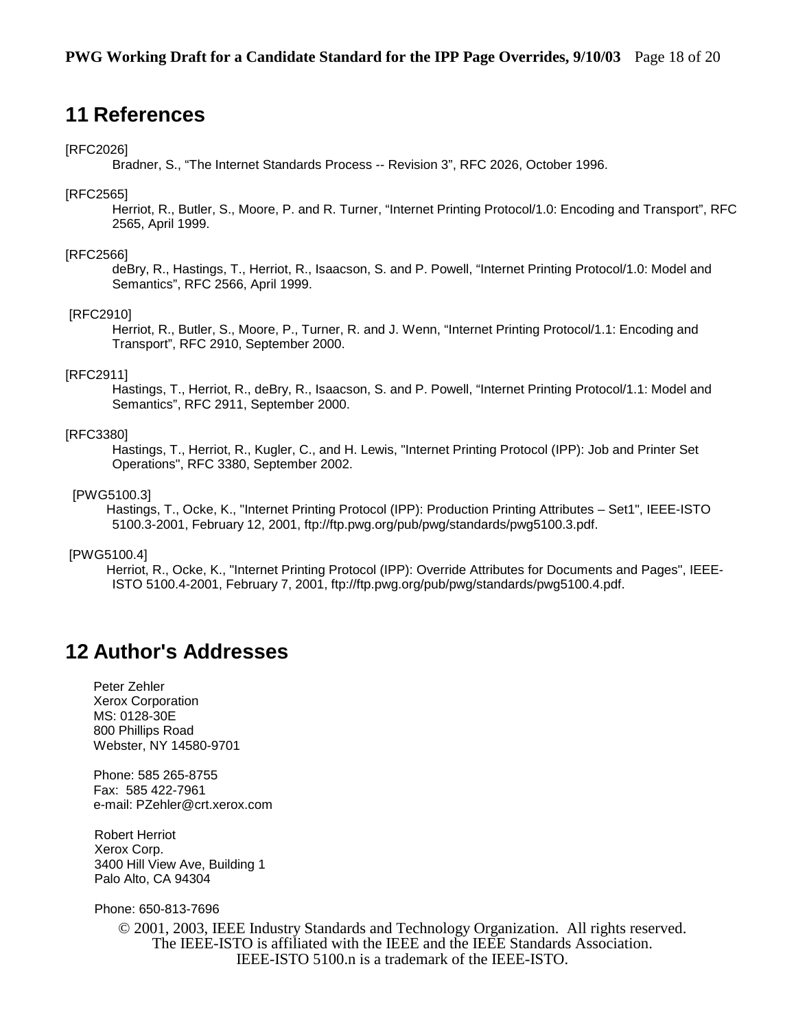# 11 References

[RFC2026]
Bradner, S., “The Internet Standards Process -- Revision 3”, RFC 2026, October 1996.

[RFC2565]
Herriot, R., Butler, S., Moore, P. and R. Turner, “Internet Printing Protocol/1.0: Encoding and Transport”, RFC 2565, April 1999.

[RFC2566]
deBry, R., Hastings, T., Herriot, R., Isaacson, S. and P. Powell, “Internet Printing Protocol/1.0: Model and Semantics”, RFC 2566, April 1999.

[RFC2910]
Herriot, R., Butler, S., Moore, P., Turner, R. and J. Wenn, “Internet Printing Protocol/1.1: Encoding and Transport”, RFC 2910, September 2000.

[RFC2911]
Hastings, T., Herriot, R., deBry, R., Isaacson, S. and P. Powell, “Internet Printing Protocol/1.1: Model and Semantics”, RFC 2911, September 2000.

[RFC3380]
Hastings, T., Herriot, R., Kugler, C., and H. Lewis, "Internet Printing Protocol (IPP): Job and Printer Set Operations", RFC 3380, September 2002.

[PWG5100.3]
Hastings, T., Ocke, K., "Internet Printing Protocol (IPP): Production Printing Attributes – Set1", IEEE-ISTO 5100.3-2001, February 12, 2001, ftp://ftp.pwg.org/pub/pwg/standards/pwg5100.3.pdf.

[PWG5100.4]
Herriot, R., Ocke, K., "Internet Printing Protocol (IPP): Override Attributes for Documents and Pages", IEEE-ISTO 5100.4-2001, February 7, 2001, ftp://ftp.pwg.org/pub/pwg/standards/pwg5100.4.pdf.

# 12 Author's Addresses

Peter Zehler
Xerox Corporation
MS: 0128-30E
800 Phillips Road
Webster, NY 14580-9701

Phone: 585 265-8755
Fax: 585 422-7961
e-mail: PZehler@crt.xerox.com

Robert Herriot
Xerox Corp.
3400 Hill View Ave, Building 1
Palo Alto, CA 94304

Phone: 650-813-7696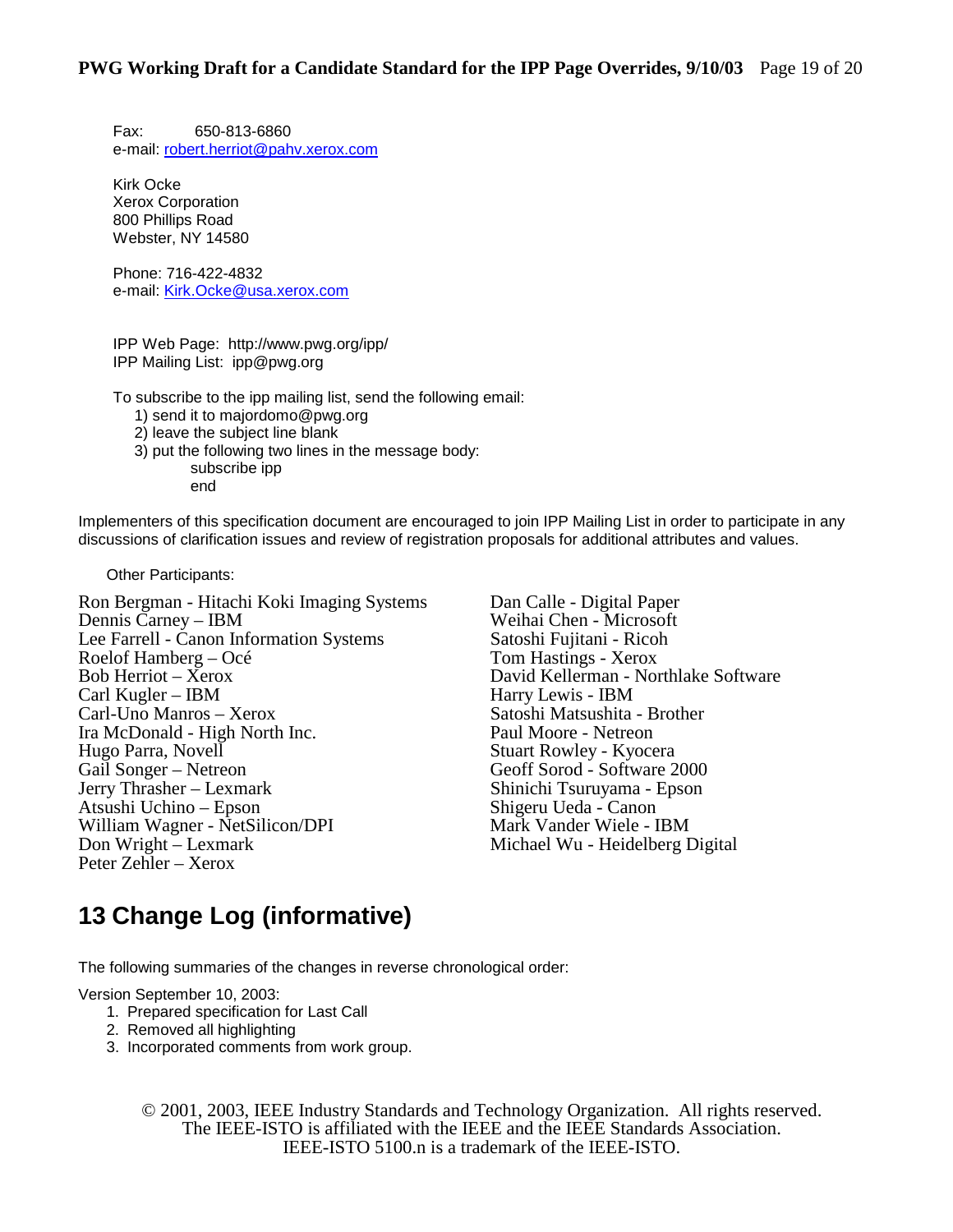Fax: 650-813-6860
e-mail: robert.herriot@pahv.xerox.com

Kirk Ocke
Xerox Corporation
800 Phillips Road
Webster, NY 14580

Phone: 716-422-4832
e-mail: Kirk.Ocke@usa.xerox.com

IPP Web Page: http://www.pwg.org/ipp/
IPP Mailing List: ipp@pwg.org

To subscribe to the ipp mailing list, send the following email:

1) send it to majordomo@pwg.org
2) leave the subject line blank
3) put the following two lines in the message body:
   subscribe ipp
   end

Implementers of this specification document are encouraged to join IPP Mailing List in order to participate in any discussions of clarification issues and review of registration proposals for additional attributes and values.

Other Participants:

Ron Bergman - Hitachi Koki Imaging Systems
Dennis Carney – IBM
Lee Farrell - Canon Information Systems
Roelof Hamberg – Océ
Bob Herriot – Xerox
Carl Kugler – IBM
Carl-Uno Manros – Xerox
Ira McDonald - High North Inc.
Hugo Parra, Novell
Gail Songer – Netreon
Jerry Thrasher – Lexmark
Atsushi Uchino – Epson
William Wagner - NetSilicon/DPI
Don Wright – Lexmark
Peter Zehler – Xerox
Dan Calle - Digital Paper
Weihai Chen - Microsoft
Satoshi Fujitani - Ricoh
Tom Hastings - Xerox
David Kellerman - Northlake Software
Harry Lewis - IBM
Satoshi Matsushita - Brother
Paul Moore - Netreon
Stuart Rowley - Kyocera
Geoff Sorod - Software 2000
Shinichi Tsuruyama - Epson
Shigeru Ueda - Canon
Mark Vander Wiele - IBM
Michael Wu - Heidelberg Digital

# 13 Change Log (informative)

The following summaries of the changes in reverse chronological order:

Version September 10, 2003:

1. Prepared specification for Last Call
2. Removed all highlighting
3. Incorporated comments from work group.

© 2001, 2003, IEEE Industry Standards and Technology Organization. All rights reserved.
The IEEE-ISTO is affiliated with the IEEE and the IEEE Standards Association.
IEEE-ISTO 5100.n is a trademark of the IEEE-ISTO.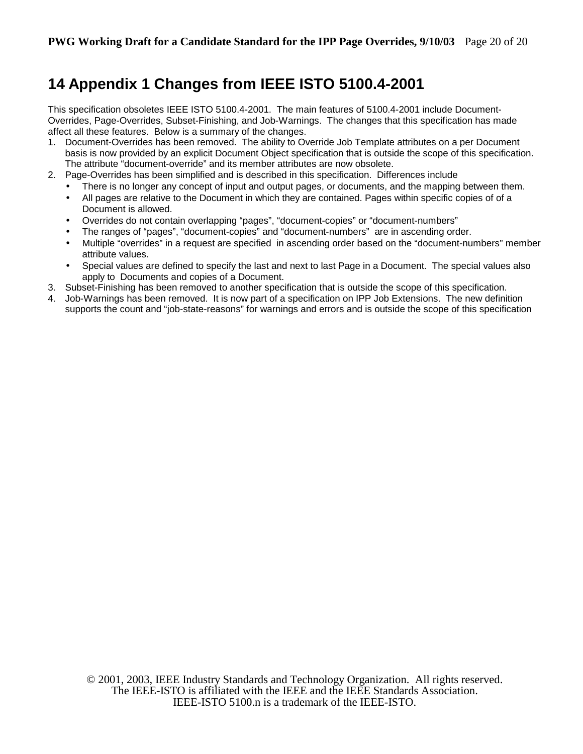# 14 Appendix 1 Changes from IEEE ISTO 5100.4-2001

This specification obsoletes IEEE ISTO 5100.4-2001. The main features of 5100.4-2001 include Document-Overrides, Page-Overrides, Subset-Finishing, and Job-Warnings. The changes that this specification has made affect all these features. Below is a summary of the changes.

1. Document-Overrides has been removed. The ability to Override Job Template attributes on a per Document basis is now provided by an explicit Document Object specification that is outside the scope of this specification. The attribute "document-override" and its member attributes are now obsolete.
2. Page-Overrides has been simplified and is described in this specification. Differences include
   - There is no longer any concept of input and output pages, or documents, and the mapping between them.
   - All pages are relative to the Document in which they are contained. Pages within specific copies of of a Document is allowed.
   - Overrides do not contain overlapping "pages", "document-copies" or "document-numbers"
   - The ranges of "pages", "document-copies" and "document-numbers" are in ascending order.
   - Multiple "overrides" in a request are specified in ascending order based on the "document-numbers" member attribute values.
   - Special values are defined to specify the last and next to last Page in a Document. The special values also apply to Documents and copies of a Document.
3. Subset-Finishing has been removed to another specification that is outside the scope of this specification.
4. Job-Warnings has been removed. It is now part of a specification on IPP Job Extensions. The new definition supports the count and "job-state-reasons" for warnings and errors and is outside the scope of this specification

© 2001, 2003, IEEE Industry Standards and Technology Organization. All rights reserved.
The IEEE-ISTO is affiliated with the IEEE and the IEEE Standards Association.
IEEE-ISTO 5100.n is a trademark of the IEEE-ISTO.